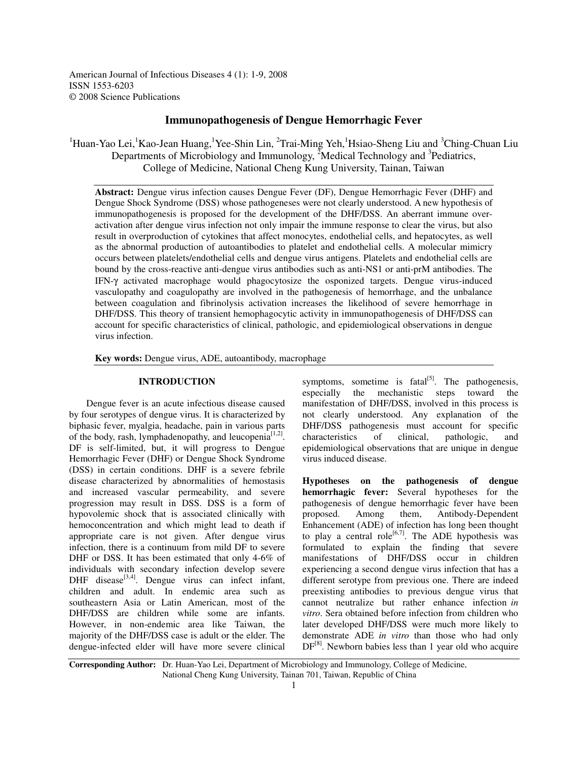American Journal of Infectious Diseases 4 (1): 1-9, 2008
ISSN 1553-6203
© 2008 Science Publications

# Immunopathogenesis of Dengue Hemorrhagic Fever

[1]Huan-Yao Lei, [1]Kao-Jean Huang, [1]Yee-Shin Lin, [2]Trai-Ming Yeh, [1]Hsiao-Sheng Liu and [3]Ching-Chuan Liu
Departments of Microbiology and Immunology, [2]Medical Technology and [3]Pediatrics,
College of Medicine, National Cheng Kung University, Tainan, Taiwan

**Abstract:** Dengue virus infection causes Dengue Fever (DF), Dengue Hemorrhagic Fever (DHF) and Dengue Shock Syndrome (DSS) whose pathogeneses were not clearly understood. A new hypothesis of immunopathogenesis is proposed for the development of the DHF/DSS. An aberrant immune over-activation after dengue virus infection not only impair the immune response to clear the virus, but also result in overproduction of cytokines that affect monocytes, endothelial cells, and hepatocytes, as well as the abnormal production of autoantibodies to platelet and endothelial cells. A molecular mimicry occurs between platelets/endothelial cells and dengue virus antigens. Platelets and endothelial cells are bound by the cross-reactive anti-dengue virus antibodies such as anti-NS1 or anti-prM antibodies. The IFN-γ activated macrophage would phagocytosize the osponized targets. Dengue virus-induced vasculopathy and coagulopathy are involved in the pathogenesis of hemorrhage, and the unbalance between coagulation and fibrinolysis activation increases the likelihood of severe hemorrhage in DHF/DSS. This theory of transient hemophagocytic activity in immunopathogenesis of DHF/DSS can account for specific characteristics of clinical, pathologic, and epidemiological observations in dengue virus infection.

**Key words:** Dengue virus, ADE, autoantibody, macrophage

## INTRODUCTION

Dengue fever is an acute infectious disease caused by four serotypes of dengue virus. It is characterized by biphasic fever, myalgia, headache, pain in various parts of the body, rash, lymphadenopathy, and leucopenia[1,2]. DF is self-limited, but, it will progress to Dengue Hemorrhagic Fever (DHF) or Dengue Shock Syndrome (DSS) in certain conditions. DHF is a severe febrile disease characterized by abnormalities of hemostasis and increased vascular permeability, and severe progression may result in DSS. DSS is a form of hypovolemic shock that is associated clinically with hemoconcentration and which might lead to death if appropriate care is not given. After dengue virus infection, there is a continuum from mild DF to severe DHF or DSS. It has been estimated that only 4-6% of individuals with secondary infection develop severe DHF disease[3,4]. Dengue virus can infect infant, children and adult. In endemic area such as southeastern Asia or Latin American, most of the DHF/DSS are children while some are infants. However, in non-endemic area like Taiwan, the majority of the DHF/DSS case is adult or the elder. The dengue-infected elder will have more severe clinical symptoms, sometime is fatal[5]. The pathogenesis, especially the mechanistic steps toward the manifestation of DHF/DSS, involved in this process is not clearly understood. Any explanation of the DHF/DSS pathogenesis must account for specific characteristics of clinical, pathologic, and epidemiological observations that are unique in dengue virus induced disease.

**Hypotheses on the pathogenesis of dengue hemorrhagic fever:** Several hypotheses for the pathogenesis of dengue hemorrhagic fever have been proposed. Among them, Antibody-Dependent Enhancement (ADE) of infection has long been thought to play a central role[6,7]. The ADE hypothesis was formulated to explain the finding that severe manifestations of DHF/DSS occur in children experiencing a second dengue virus infection that has a different serotype from previous one. There are indeed preexisting antibodies to previous dengue virus that cannot neutralize but rather enhance infection *in vitro*. Sera obtained before infection from children who later developed DHF/DSS were much more likely to demonstrate ADE *in vitro* than those who had only DF[8]. Newborn babies less than 1 year old who acquire

**Corresponding Author:** Dr. Huan-Yao Lei, Department of Microbiology and Immunology, College of Medicine, National Cheng Kung University, Tainan 701, Taiwan, Republic of China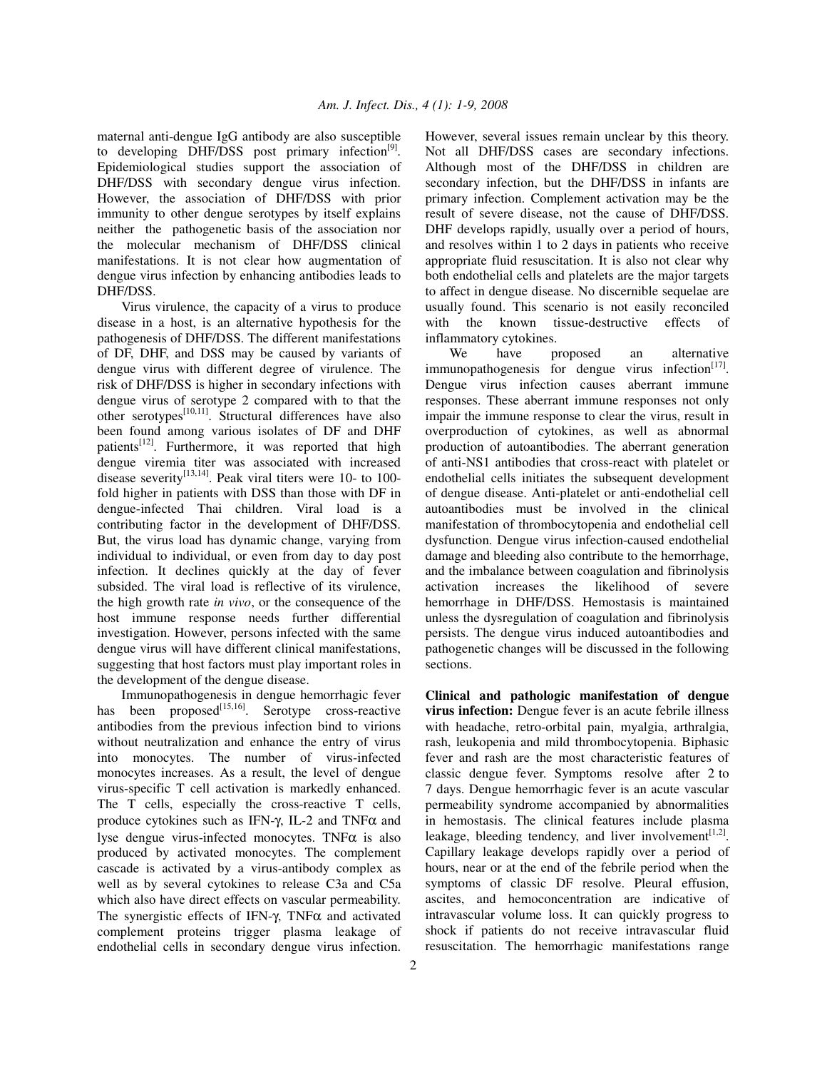maternal anti-dengue IgG antibody are also susceptible to developing DHF/DSS post primary infection[9]. Epidemiological studies support the association of DHF/DSS with secondary dengue virus infection. However, the association of DHF/DSS with prior immunity to other dengue serotypes by itself explains neither the pathogenetic basis of the association nor the molecular mechanism of DHF/DSS clinical manifestations. It is not clear how augmentation of dengue virus infection by enhancing antibodies leads to DHF/DSS.

Virus virulence, the capacity of a virus to produce disease in a host, is an alternative hypothesis for the pathogenesis of DHF/DSS. The different manifestations of DF, DHF, and DSS may be caused by variants of dengue virus with different degree of virulence. The risk of DHF/DSS is higher in secondary infections with dengue virus of serotype 2 compared with to that the other serotypes[10,11]. Structural differences have also been found among various isolates of DF and DHF patients[12]. Furthermore, it was reported that high dengue viremia titer was associated with increased disease severity[13,14]. Peak viral titers were 10- to 100-fold higher in patients with DSS than those with DF in dengue-infected Thai children. Viral load is a contributing factor in the development of DHF/DSS. But, the virus load has dynamic change, varying from individual to individual, or even from day to day post infection. It declines quickly at the day of fever subsided. The viral load is reflective of its virulence, the high growth rate *in vivo*, or the consequence of the host immune response needs further differential investigation. However, persons infected with the same dengue virus will have different clinical manifestations, suggesting that host factors must play important roles in the development of the dengue disease.

Immunopathogenesis in dengue hemorrhagic fever has been proposed[15,16]. Serotype cross-reactive antibodies from the previous infection bind to virions without neutralization and enhance the entry of virus into monocytes. The number of virus-infected monocytes increases. As a result, the level of dengue virus-specific T cell activation is markedly enhanced. The T cells, especially the cross-reactive T cells, produce cytokines such as IFN-$\gamma$, IL-2 and TNF$\alpha$ and lyse dengue virus-infected monocytes. TNF$\alpha$ is also produced by activated monocytes. The complement cascade is activated by a virus-antibody complex as well as by several cytokines to release C3a and C5a which also have direct effects on vascular permeability. The synergistic effects of IFN-$\gamma$, TNF$\alpha$ and activated complement proteins trigger plasma leakage of endothelial cells in secondary dengue virus infection. However, several issues remain unclear by this theory. Not all DHF/DSS cases are secondary infections. Although most of the DHF/DSS in children are secondary infection, but the DHF/DSS in infants are primary infection. Complement activation may be the result of severe disease, not the cause of DHF/DSS. DHF develops rapidly, usually over a period of hours, and resolves within 1 to 2 days in patients who receive appropriate fluid resuscitation. It is also not clear why both endothelial cells and platelets are the major targets to affect in dengue disease. No discernible sequelae are usually found. This scenario is not easily reconciled with the known tissue-destructive effects of inflammatory cytokines.

We have proposed an alternative immunopathogenesis for dengue virus infection[17]. Dengue virus infection causes aberrant immune responses. These aberrant immune responses not only impair the immune response to clear the virus, result in overproduction of cytokines, as well as abnormal production of autoantibodies. The aberrant generation of anti-NS1 antibodies that cross-react with platelet or endothelial cells initiates the subsequent development of dengue disease. Anti-platelet or anti-endothelial cell autoantibodies must be involved in the clinical manifestation of thrombocytopenia and endothelial cell dysfunction. Dengue virus infection-caused endothelial damage and bleeding also contribute to the hemorrhage, and the imbalance between coagulation and fibrinolysis activation increases the likelihood of severe hemorrhage in DHF/DSS. Hemostasis is maintained unless the dysregulation of coagulation and fibrinolysis persists. The dengue virus induced autoantibodies and pathogenetic changes will be discussed in the following sections.

**Clinical and pathologic manifestation of dengue virus infection:** Dengue fever is an acute febrile illness with headache, retro-orbital pain, myalgia, arthralgia, rash, leukopenia and mild thrombocytopenia. Biphasic fever and rash are the most characteristic features of classic dengue fever. Symptoms resolve after 2 to 7 days. Dengue hemorrhagic fever is an acute vascular permeability syndrome accompanied by abnormalities in hemostasis. The clinical features include plasma leakage, bleeding tendency, and liver involvement[1,2]. Capillary leakage develops rapidly over a period of hours, near or at the end of the febrile period when the symptoms of classic DF resolve. Pleural effusion, ascites, and hemoconcentration are indicative of intravascular volume loss. It can quickly progress to shock if patients do not receive intravascular fluid resuscitation. The hemorrhagic manifestations range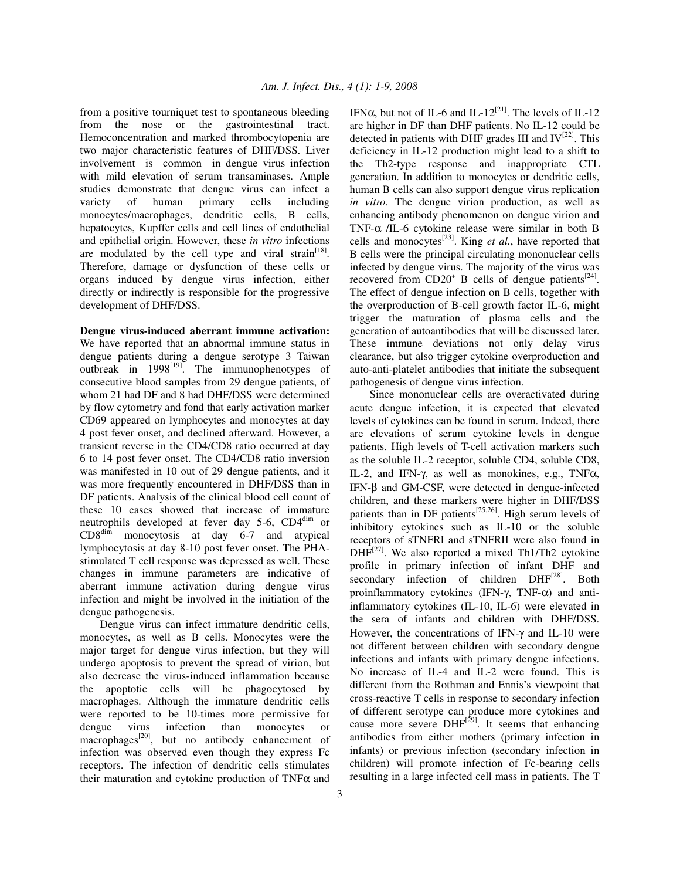from a positive tourniquet test to spontaneous bleeding from the nose or the gastrointestinal tract. Hemoconcentration and marked thrombocytopenia are two major characteristic features of DHF/DSS. Liver involvement is common in dengue virus infection with mild elevation of serum transaminases. Ample studies demonstrate that dengue virus can infect a variety of human primary cells including monocytes/macrophages, dendritic cells, B cells, hepatocytes, Kupffer cells and cell lines of endothelial and epithelial origin. However, these *in vitro* infections are modulated by the cell type and viral strain[18]. Therefore, damage or dysfunction of these cells or organs induced by dengue virus infection, either directly or indirectly is responsible for the progressive development of DHF/DSS.

**Dengue virus-induced aberrant immune activation:** We have reported that an abnormal immune status in dengue patients during a dengue serotype 3 Taiwan outbreak in 1998[19]. The immunophenotypes of consecutive blood samples from 29 dengue patients, of whom 21 had DF and 8 had DHF/DSS were determined by flow cytometry and fond that early activation marker CD69 appeared on lymphocytes and monocytes at day 4 post fever onset, and declined afterward. However, a transient reverse in the CD4/CD8 ratio occurred at day 6 to 14 post fever onset. The CD4/CD8 ratio inversion was manifested in 10 out of 29 dengue patients, and it was more frequently encountered in DHF/DSS than in DF patients. Analysis of the clinical blood cell count of these 10 cases showed that increase of immature neutrophils developed at fever day 5-6, $CD4^{dim}$ or $CD8^{dim}$ monocytosis at day 6-7 and atypical lymphocytosis at day 8-10 post fever onset. The PHA-stimulated T cell response was depressed as well. These changes in immune parameters are indicative of aberrant immune activation during dengue virus infection and might be involved in the initiation of the dengue pathogenesis.

Dengue virus can infect immature dendritic cells, monocytes, as well as B cells. Monocytes were the major target for dengue virus infection, but they will undergo apoptosis to prevent the spread of virion, but also decrease the virus-induced inflammation because the apoptotic cells will be phagocytosed by macrophages. Although the immature dendritic cells were reported to be 10-times more permissive for dengue virus infection than monocytes or macrophages[20], but no antibody enhancement of infection was observed even though they express Fc receptors. The infection of dendritic cells stimulates their maturation and cytokine production of TNFα and IFNα, but not of IL-6 and IL-12[21]. The levels of IL-12 are higher in DF than DHF patients. No IL-12 could be detected in patients with DHF grades III and IV[22]. This deficiency in IL-12 production might lead to a shift to the Th2-type response and inappropriate CTL generation. In addition to monocytes or dendritic cells, human B cells can also support dengue virus replication *in vitro*. The dengue virion production, as well as enhancing antibody phenomenon on dengue virion and TNF-α /IL-6 cytokine release were similar in both B cells and monocytes[23]. King *et al.*, have reported that B cells were the principal circulating mononuclear cells infected by dengue virus. The majority of the virus was recovered from $CD20^{+}$ B cells of dengue patients[24]. The effect of dengue infection on B cells, together with the overproduction of B-cell growth factor IL-6, might trigger the maturation of plasma cells and the generation of autoantibodies that will be discussed later. These immune deviations not only delay virus clearance, but also trigger cytokine overproduction and auto-anti-platelet antibodies that initiate the subsequent pathogenesis of dengue virus infection.

Since mononuclear cells are overactivated during acute dengue infection, it is expected that elevated levels of cytokines can be found in serum. Indeed, there are elevations of serum cytokine levels in dengue patients. High levels of T-cell activation markers such as the soluble IL-2 receptor, soluble CD4, soluble CD8, IL-2, and IFN-γ, as well as monokines, e.g., TNFα, IFN-β and GM-CSF, were detected in dengue-infected children, and these markers were higher in DHF/DSS patients than in DF patients[25,26]. High serum levels of inhibitory cytokines such as IL-10 or the soluble receptors of sTNFRI and sTNFRII were also found in DHF[27]. We also reported a mixed Th1/Th2 cytokine profile in primary infection of infant DHF and secondary infection of children DHF[28]. Both proinflammatory cytokines (IFN-γ, TNF-α) and anti-inflammatory cytokines (IL-10, IL-6) were elevated in the sera of infants and children with DHF/DSS. However, the concentrations of IFN-γ and IL-10 were not different between children with secondary dengue infections and infants with primary dengue infections. No increase of IL-4 and IL-2 were found. This is different from the Rothman and Ennis's viewpoint that cross-reactive T cells in response to secondary infection of different serotype can produce more cytokines and cause more severe DHF[29]. It seems that enhancing antibodies from either mothers (primary infection in infants) or previous infection (secondary infection in children) will promote infection of Fc-bearing cells resulting in a large infected cell mass in patients. The T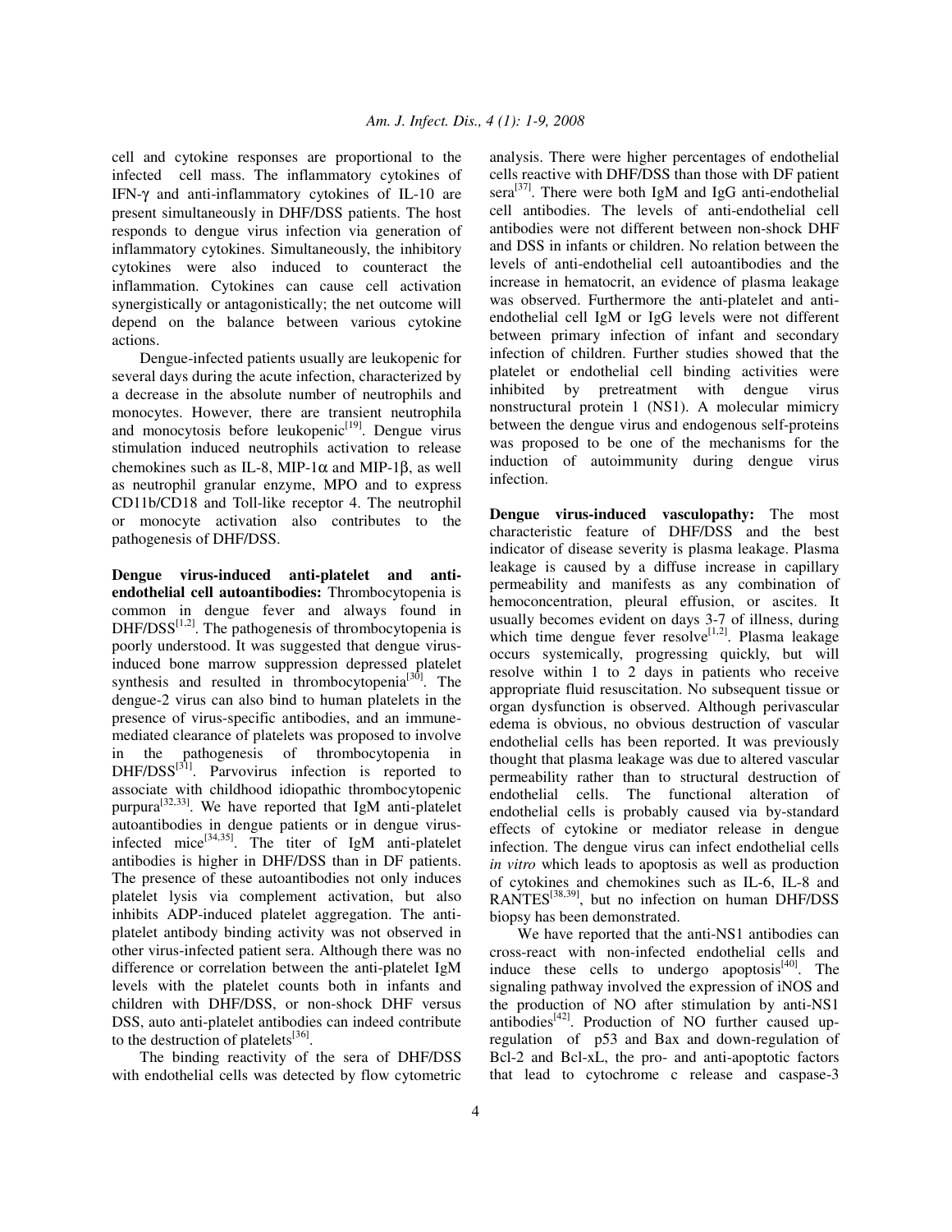cell and cytokine responses are proportional to the infected cell mass. The inflammatory cytokines of IFN-$\gamma$ and anti-inflammatory cytokines of IL-10 are present simultaneously in DHF/DSS patients. The host responds to dengue virus infection via generation of inflammatory cytokines. Simultaneously, the inhibitory cytokines were also induced to counteract the inflammation. Cytokines can cause cell activation synergistically or antagonistically; the net outcome will depend on the balance between various cytokine actions.

Dengue-infected patients usually are leukopenic for several days during the acute infection, characterized by a decrease in the absolute number of neutrophils and monocytes. However, there are transient neutrophila and monocytosis before leukopenic[19]. Dengue virus stimulation induced neutrophils activation to release chemokines such as IL-8, MIP-1$\alpha$ and MIP-1$\beta$, as well as neutrophil granular enzyme, MPO and to express CD11b/CD18 and Toll-like receptor 4. The neutrophil or monocyte activation also contributes to the pathogenesis of DHF/DSS.

**Dengue virus-induced anti-platelet and anti-endothelial cell autoantibodies:** Thrombocytopenia is common in dengue fever and always found in DHF/DSS[1,2]. The pathogenesis of thrombocytopenia is poorly understood. It was suggested that dengue virus-induced bone marrow suppression depressed platelet synthesis and resulted in thrombocytopenia[30]. The dengue-2 virus can also bind to human platelets in the presence of virus-specific antibodies, and an immune-mediated clearance of platelets was proposed to involve in the pathogenesis of thrombocytopenia in DHF/DSS[31]. Parvovirus infection is reported to associate with childhood idiopathic thrombocytopenic purpura[32,33]. We have reported that IgM anti-platelet autoantibodies in dengue patients or in dengue virus-infected mice[34,35]. The titer of IgM anti-platelet antibodies is higher in DHF/DSS than in DF patients. The presence of these autoantibodies not only induces platelet lysis via complement activation, but also inhibits ADP-induced platelet aggregation. The anti-platelet antibody binding activity was not observed in other virus-infected patient sera. Although there was no difference or correlation between the anti-platelet IgM levels with the platelet counts both in infants and children with DHF/DSS, or non-shock DHF versus DSS, auto anti-platelet antibodies can indeed contribute to the destruction of platelets[36].

The binding reactivity of the sera of DHF/DSS with endothelial cells was detected by flow cytometric analysis. There were higher percentages of endothelial cells reactive with DHF/DSS than those with DF patient sera[37]. There were both IgM and IgG anti-endothelial cell antibodies. The levels of anti-endothelial cell antibodies were not different between non-shock DHF and DSS in infants or children. No relation between the levels of anti-endothelial cell autoantibodies and the increase in hematocrit, an evidence of plasma leakage was observed. Furthermore the anti-platelet and anti-endothelial cell IgM or IgG levels were not different between primary infection of infant and secondary infection of children. Further studies showed that the platelet or endothelial cell binding activities were inhibited by pretreatment with dengue virus nonstructural protein 1 (NS1). A molecular mimicry between the dengue virus and endogenous self-proteins was proposed to be one of the mechanisms for the induction of autoimmunity during dengue virus infection.

**Dengue virus-induced vasculopathy:** The most characteristic feature of DHF/DSS and the best indicator of disease severity is plasma leakage. Plasma leakage is caused by a diffuse increase in capillary permeability and manifests as any combination of hemoconcentration, pleural effusion, or ascites. It usually becomes evident on days 3-7 of illness, during which time dengue fever resolve[1,2]. Plasma leakage occurs systemically, progressing quickly, but will resolve within 1 to 2 days in patients who receive appropriate fluid resuscitation. No subsequent tissue or organ dysfunction is observed. Although perivascular edema is obvious, no obvious destruction of vascular endothelial cells has been reported. It was previously thought that plasma leakage was due to altered vascular permeability rather than to structural destruction of endothelial cells. The functional alteration of endothelial cells is probably caused via by-standard effects of cytokine or mediator release in dengue infection. The dengue virus can infect endothelial cells *in vitro* which leads to apoptosis as well as production of cytokines and chemokines such as IL-6, IL-8 and RANTES[38,39], but no infection on human DHF/DSS biopsy has been demonstrated.

We have reported that the anti-NS1 antibodies can cross-react with non-infected endothelial cells and induce these cells to undergo apoptosis[40]. The signaling pathway involved the expression of iNOS and the production of NO after stimulation by anti-NS1 antibodies[42]. Production of NO further caused up-regulation of p53 and Bax and down-regulation of Bcl-2 and Bcl-xL, the pro- and anti-apoptotic factors that lead to cytochrome c release and caspase-3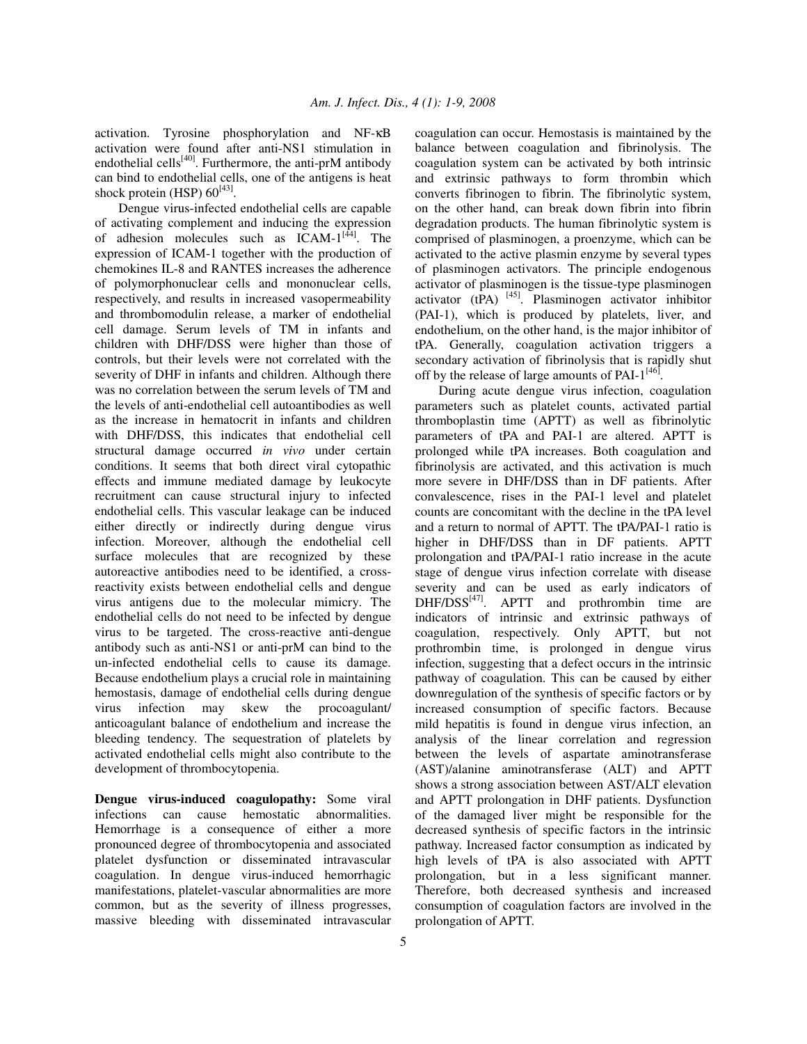activation. Tyrosine phosphorylation and NF-κB activation were found after anti-NS1 stimulation in endothelial cells[40]. Furthermore, the anti-prM antibody can bind to endothelial cells, one of the antigens is heat shock protein (HSP) 60[43].

Dengue virus-infected endothelial cells are capable of activating complement and inducing the expression of adhesion molecules such as ICAM-1[44]. The expression of ICAM-1 together with the production of chemokines IL-8 and RANTES increases the adherence of polymorphonuclear cells and mononuclear cells, respectively, and results in increased vasopermeability and thrombomodulin release, a marker of endothelial cell damage. Serum levels of TM in infants and children with DHF/DSS were higher than those of controls, but their levels were not correlated with the severity of DHF in infants and children. Although there was no correlation between the serum levels of TM and the levels of anti-endothelial cell autoantibodies as well as the increase in hematocrit in infants and children with DHF/DSS, this indicates that endothelial cell structural damage occurred *in vivo* under certain conditions. It seems that both direct viral cytopathic effects and immune mediated damage by leukocyte recruitment can cause structural injury to infected endothelial cells. This vascular leakage can be induced either directly or indirectly during dengue virus infection. Moreover, although the endothelial cell surface molecules that are recognized by these autoreactive antibodies need to be identified, a cross-reactivity exists between endothelial cells and dengue virus antigens due to the molecular mimicry. The endothelial cells do not need to be infected by dengue virus to be targeted. The cross-reactive anti-dengue antibody such as anti-NS1 or anti-prM can bind to the un-infected endothelial cells to cause its damage. Because endothelium plays a crucial role in maintaining hemostasis, damage of endothelial cells during dengue virus infection may skew the procoagulant/ anticoagulant balance of endothelium and increase the bleeding tendency. The sequestration of platelets by activated endothelial cells might also contribute to the development of thrombocytopenia.

**Dengue virus-induced coagulopathy:** Some viral infections can cause hemostatic abnormalities. Hemorrhage is a consequence of either a more pronounced degree of thrombocytopenia and associated platelet dysfunction or disseminated intravascular coagulation. In dengue virus-induced hemorrhagic manifestations, platelet-vascular abnormalities are more common, but as the severity of illness progresses, massive bleeding with disseminated intravascular coagulation can occur. Hemostasis is maintained by the balance between coagulation and fibrinolysis. The coagulation system can be activated by both intrinsic and extrinsic pathways to form thrombin which converts fibrinogen to fibrin. The fibrinolytic system, on the other hand, can break down fibrin into fibrin degradation products. The human fibrinolytic system is comprised of plasminogen, a proenzyme, which can be activated to the active plasmin enzyme by several types of plasminogen activators. The principle endogenous activator of plasminogen is the tissue-type plasminogen activator (tPA) [45]. Plasminogen activator inhibitor (PAI-1), which is produced by platelets, liver, and endothelium, on the other hand, is the major inhibitor of tPA. Generally, coagulation activation triggers a secondary activation of fibrinolysis that is rapidly shut off by the release of large amounts of PAI-1[46].

During acute dengue virus infection, coagulation parameters such as platelet counts, activated partial thromboplastin time (APTT) as well as fibrinolytic parameters of tPA and PAI-1 are altered. APTT is prolonged while tPA increases. Both coagulation and fibrinolysis are activated, and this activation is much more severe in DHF/DSS than in DF patients. After convalescence, rises in the PAI-1 level and platelet counts are concomitant with the decline in the tPA level and a return to normal of APTT. The tPA/PAI-1 ratio is higher in DHF/DSS than in DF patients. APTT prolongation and tPA/PAI-1 ratio increase in the acute stage of dengue virus infection correlate with disease severity and can be used as early indicators of DHF/DSS[47]. APTT and prothrombin time are indicators of intrinsic and extrinsic pathways of coagulation, respectively. Only APTT, but not prothrombin time, is prolonged in dengue virus infection, suggesting that a defect occurs in the intrinsic pathway of coagulation. This can be caused by either downregulation of the synthesis of specific factors or by increased consumption of specific factors. Because mild hepatitis is found in dengue virus infection, an analysis of the linear correlation and regression between the levels of aspartate aminotransferase (AST)/alanine aminotransferase (ALT) and APTT shows a strong association between AST/ALT elevation and APTT prolongation in DHF patients. Dysfunction of the damaged liver might be responsible for the decreased synthesis of specific factors in the intrinsic pathway. Increased factor consumption as indicated by high levels of tPA is also associated with APTT prolongation, but in a less significant manner. Therefore, both decreased synthesis and increased consumption of coagulation factors are involved in the prolongation of APTT.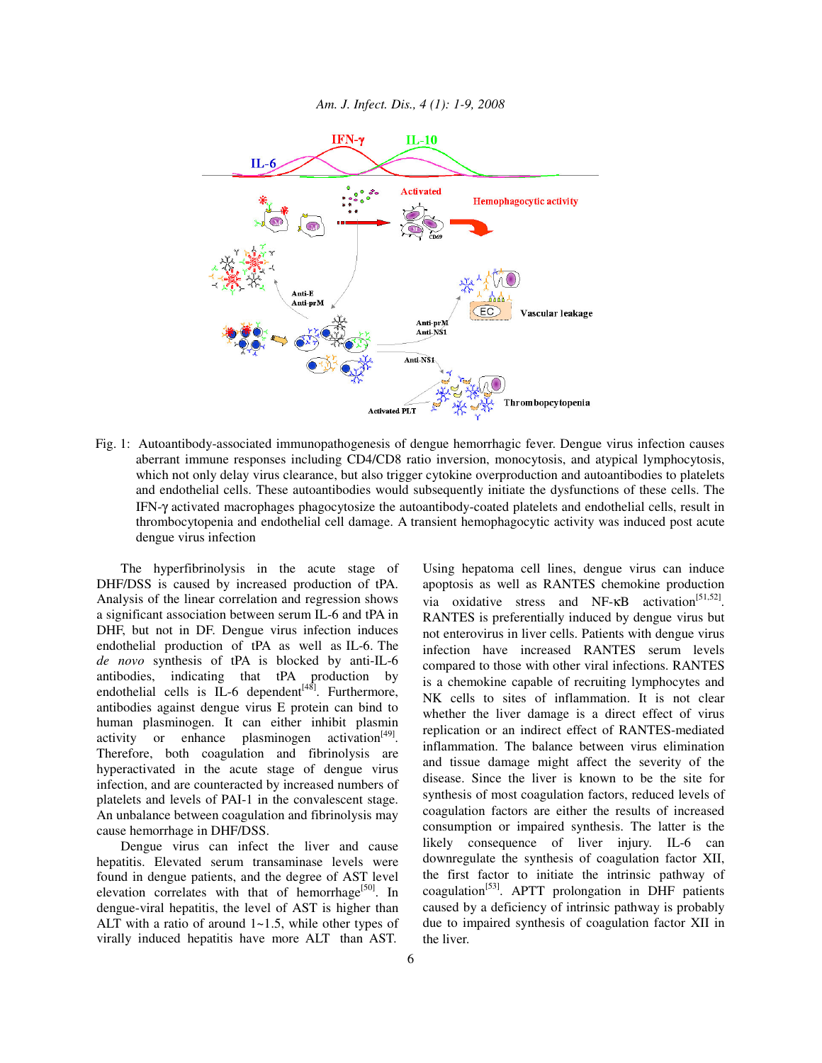Fig. 1: Autoantibody-associated immunopathogenesis of dengue hemorrhagic fever. Dengue virus infection causes aberrant immune responses including CD4/CD8 ratio inversion, monocytosis, and atypical lymphocytosis, which not only delay virus clearance, but also trigger cytokine overproduction and autoantibodies to platelets and endothelial cells. These autoantibodies would subsequently initiate the dysfunctions of these cells. The IFN-γ activated macrophages phagocytosize the autoantibody-coated platelets and endothelial cells, result in thrombocytopenia and endothelial cell damage. A transient hemophagocytic activity was induced post acute dengue virus infection

The hyperfibrinolysis in the acute stage of DHF/DSS is caused by increased production of tPA. Analysis of the linear correlation and regression shows a significant association between serum IL-6 and tPA in DHF, but not in DF. Dengue virus infection induces endothelial production of tPA as well as IL-6. The *de novo* synthesis of tPA is blocked by anti-IL-6 antibodies, indicating that tPA production by endothelial cells is IL-6 dependent[48]. Furthermore, antibodies against dengue virus E protein can bind to human plasminogen. It can either inhibit plasmin activity or enhance plasminogen activation[49]. Therefore, both coagulation and fibrinolysis are hyperactivated in the acute stage of dengue virus infection, and are counteracted by increased numbers of platelets and levels of PAI-1 in the convalescent stage. An unbalance between coagulation and fibrinolysis may cause hemorrhage in DHF/DSS.

Dengue virus can infect the liver and cause hepatitis. Elevated serum transaminase levels were found in dengue patients, and the degree of AST level elevation correlates with that of hemorrhage[50]. In dengue-viral hepatitis, the level of AST is higher than ALT with a ratio of around 1~1.5, while other types of virally induced hepatitis have more ALT than AST. Using hepatoma cell lines, dengue virus can induce apoptosis as well as RANTES chemokine production via oxidative stress and NF-κB activation[51,52]. RANTES is preferentially induced by dengue virus but not enterovirus in liver cells. Patients with dengue virus infection have increased RANTES serum levels compared to those with other viral infections. RANTES is a chemokine capable of recruiting lymphocytes and NK cells to sites of inflammation. It is not clear whether the liver damage is a direct effect of virus replication or an indirect effect of RANTES-mediated inflammation. The balance between virus elimination and tissue damage might affect the severity of the disease. Since the liver is known to be the site for synthesis of most coagulation factors, reduced levels of coagulation factors are either the results of increased consumption or impaired synthesis. The latter is the likely consequence of liver injury. IL-6 can downregulate the synthesis of coagulation factor XII, the first factor to initiate the intrinsic pathway of coagulation[53]. APTT prolongation in DHF patients caused by a deficiency of intrinsic pathway is probably due to impaired synthesis of coagulation factor XII in the liver.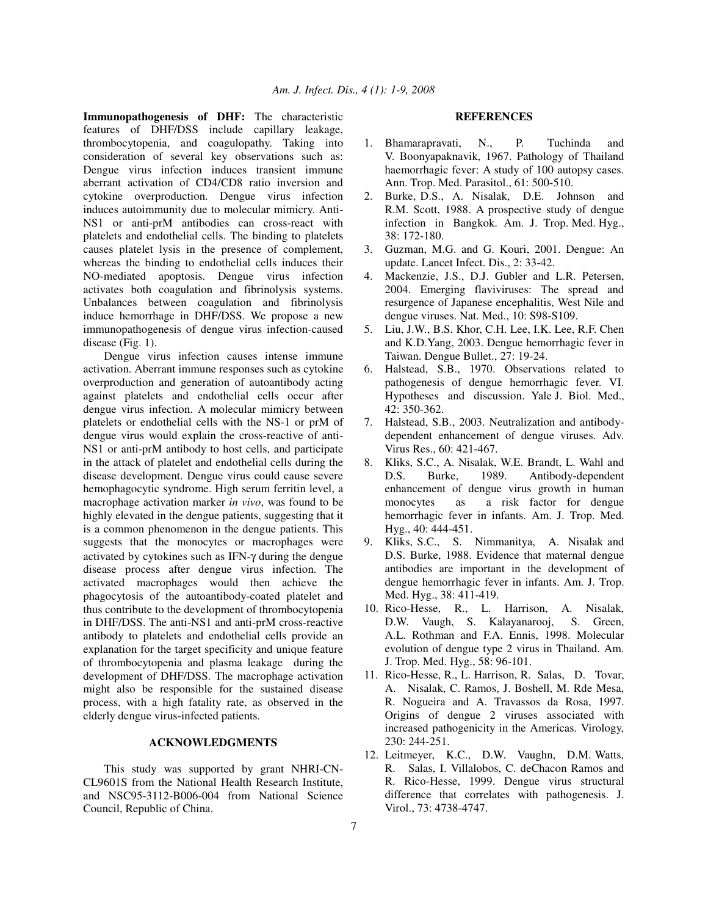**Immunopathogenesis of DHF:** The characteristic features of DHF/DSS include capillary leakage, thrombocytopenia, and coagulopathy. Taking into consideration of several key observations such as: Dengue virus infection induces transient immune aberrant activation of CD4/CD8 ratio inversion and cytokine overproduction. Dengue virus infection induces autoimmunity due to molecular mimicry. Anti-NS1 or anti-prM antibodies can cross-react with platelets and endothelial cells. The binding to platelets causes platelet lysis in the presence of complement, whereas the binding to endothelial cells induces their NO-mediated apoptosis. Dengue virus infection activates both coagulation and fibrinolysis systems. Unbalances between coagulation and fibrinolysis induce hemorrhage in DHF/DSS. We propose a new immunopathogenesis of dengue virus infection-caused disease (Fig. 1).

Dengue virus infection causes intense immune activation. Aberrant immune responses such as cytokine overproduction and generation of autoantibody acting against platelets and endothelial cells occur after dengue virus infection. A molecular mimicry between platelets or endothelial cells with the NS-1 or prM of dengue virus would explain the cross-reactive of anti-NS1 or anti-prM antibody to host cells, and participate in the attack of platelet and endothelial cells during the disease development. Dengue virus could cause severe hemophagocytic syndrome. High serum ferritin level, a macrophage activation marker *in vivo*, was found to be highly elevated in the dengue patients, suggesting that it is a common phenomenon in the dengue patients. This suggests that the monocytes or macrophages were activated by cytokines such as IFN-$\gamma$ during the dengue disease process after dengue virus infection. The activated macrophages would then achieve the phagocytosis of the autoantibody-coated platelet and thus contribute to the development of thrombocytopenia in DHF/DSS. The anti-NS1 and anti-prM cross-reactive antibody to platelets and endothelial cells provide an explanation for the target specificity and unique feature of thrombocytopenia and plasma leakage during the development of DHF/DSS. The macrophage activation might also be responsible for the sustained disease process, with a high fatality rate, as observed in the elderly dengue virus-infected patients.

## ACKNOWLEDGMENTS

This study was supported by grant NHRI-CN-CL9601S from the National Health Research Institute, and NSC95-3112-B006-004 from National Science Council, Republic of China.

## REFERENCES

1. Bhamarapravati, N., P. Tuchinda and V. Boonyapaknavik, 1967. Pathology of Thailand haemorrhagic fever: A study of 100 autopsy cases. Ann. Trop. Med. Parasitol., 61: 500-510.
2. Burke, D.S., A. Nisalak, D.E. Johnson and R.M. Scott, 1988. A prospective study of dengue infection in Bangkok. Am. J. Trop. Med. Hyg., 38: 172-180.
3. Guzman, M.G. and G. Kouri, 2001. Dengue: An update. Lancet Infect. Dis., 2: 33-42.
4. Mackenzie, J.S., D.J. Gubler and L.R. Petersen, 2004. Emerging flaviviruses: The spread and resurgence of Japanese encephalitis, West Nile and dengue viruses. Nat. Med., 10: S98-S109.
5. Liu, J.W., B.S. Khor, C.H. Lee, I.K. Lee, R.F. Chen and K.D.Yang, 2003. Dengue hemorrhagic fever in Taiwan. Dengue Bullet., 27: 19-24.
6. Halstead, S.B., 1970. Observations related to pathogenesis of dengue hemorrhagic fever. VI. Hypotheses and discussion. Yale J. Biol. Med., 42: 350-362.
7. Halstead, S.B., 2003. Neutralization and antibody-dependent enhancement of dengue viruses. Adv. Virus Res., 60: 421-467.
8. Kliks, S.C., A. Nisalak, W.E. Brandt, L. Wahl and D.S. Burke, 1989. Antibody-dependent enhancement of dengue virus growth in human monocytes as a risk factor for dengue hemorrhagic fever in infants. Am. J. Trop. Med. Hyg., 40: 444-451.
9. Kliks, S.C., S. Nimmanitya, A. Nisalak and D.S. Burke, 1988. Evidence that maternal dengue antibodies are important in the development of dengue hemorrhagic fever in infants. Am. J. Trop. Med. Hyg., 38: 411-419.
10. Rico-Hesse, R., L. Harrison, A. Nisalak, D.W. Vaugh, S. Kalayanarooj, S. Green, A.L. Rothman and F.A. Ennis, 1998. Molecular evolution of dengue type 2 virus in Thailand. Am. J. Trop. Med. Hyg., 58: 96-101.
11. Rico-Hesse, R., L. Harrison, R. Salas, D. Tovar, A. Nisalak, C. Ramos, J. Boshell, M. Rde Mesa, R. Nogueira and A. Travassos da Rosa, 1997. Origins of dengue 2 viruses associated with increased pathogenicity in the Americas. Virology, 230: 244-251.
12. Leitmeyer, K.C., D.W. Vaughn, D.M. Watts, R. Salas, I. Villalobos, C. deChacon Ramos and R. Rico-Hesse, 1999. Dengue virus structural difference that correlates with pathogenesis. J. Virol., 73: 4738-4747.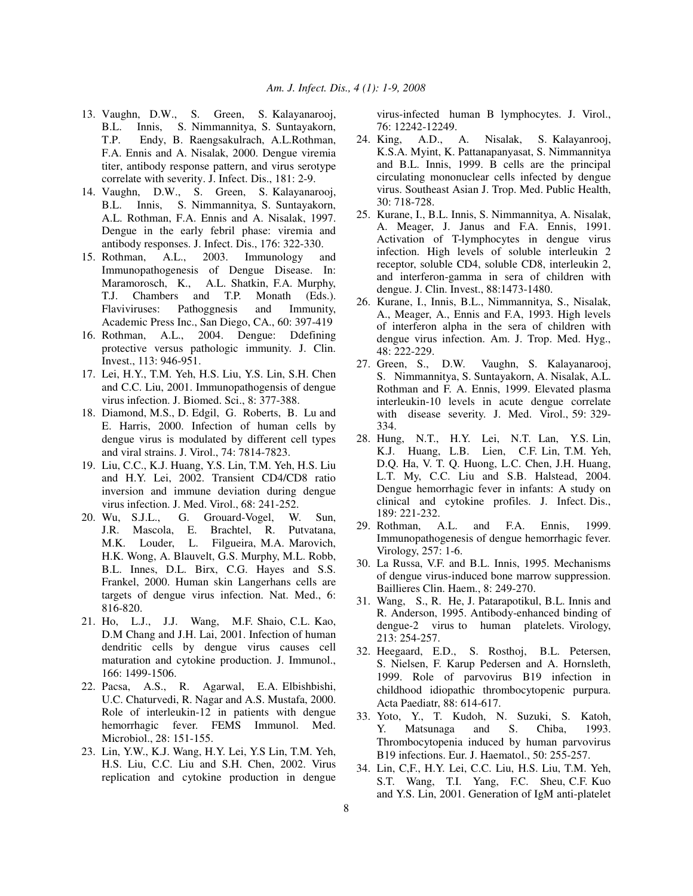13. Vaughn, D.W., S. Green, S. Kalayanarooj, B.L. Innis, S. Nimmannitya, S. Suntayakorn, T.P. Endy, B. Raengsakulrach, A.L.Rothman, F.A. Ennis and A. Nisalak, 2000. Dengue viremia titer, antibody response pattern, and virus serotype correlate with severity. J. Infect. Dis., 181: 2-9.
14. Vaughn, D.W., S. Green, S. Kalayanarooj, B.L. Innis, S. Nimmannitya, S. Suntayakorn, A.L. Rothman, F.A. Ennis and A. Nisalak, 1997. Dengue in the early febril phase: viremia and antibody responses. J. Infect. Dis., 176: 322-330.
15. Rothman, A.L., 2003. Immunology and Immunopathogenesis of Dengue Disease. In: Maramorosch, K., A.L. Shatkin, F.A. Murphy, T.J. Chambers and T.P. Monath (Eds.). Flaviviruses: Pathoggnesis and Immunity, Academic Press Inc., San Diego, CA., 60: 397-419
16. Rothman, A.L., 2004. Dengue: Ddefining protective versus pathologic immunity. J. Clin. Invest., 113: 946-951.
17. Lei, H.Y., T.M. Yeh, H.S. Liu, Y.S. Lin, S.H. Chen and C.C. Liu, 2001. Immunopathogensis of dengue virus infection. J. Biomed. Sci., 8: 377-388.
18. Diamond, M.S., D. Edgil, G. Roberts, B. Lu and E. Harris, 2000. Infection of human cells by dengue virus is modulated by different cell types and viral strains. J. Virol., 74: 7814-7823.
19. Liu, C.C., K.J. Huang, Y.S. Lin, T.M. Yeh, H.S. Liu and H.Y. Lei, 2002. Transient CD4/CD8 ratio inversion and immune deviation during dengue virus infection. J. Med. Virol., 68: 241-252.
20. Wu, S.J.L., G. Grouard-Vogel, W. Sun, J.R. Mascola, E. Brachtel, R. Putvatana, M.K. Louder, L. Filgueira, M.A. Marovich, H.K. Wong, A. Blauvelt, G.S. Murphy, M.L. Robb, B.L. Innes, D.L. Birx, C.G. Hayes and S.S. Frankel, 2000. Human skin Langerhans cells are targets of dengue virus infection. Nat. Med., 6: 816-820.
21. Ho, L.J., J.J. Wang, M.F. Shaio, C.L. Kao, D.M Chang and J.H. Lai, 2001. Infection of human dendritic cells by dengue virus causes cell maturation and cytokine production. J. Immunol., 166: 1499-1506.
22. Pacsa, A.S., R. Agarwal, E.A. Elbishbishi, U.C. Chaturvedi, R. Nagar and A.S. Mustafa, 2000. Role of interleukin-12 in patients with dengue hemorrhagic fever. FEMS Immunol. Med. Microbiol., 28: 151-155.
23. Lin, Y.W., K.J. Wang, H.Y. Lei, Y.S Lin, T.M. Yeh, H.S. Liu, C.C. Liu and S.H. Chen, 2002. Virus replication and cytokine production in dengue virus-infected human B lymphocytes. J. Virol., 76: 12242-12249.
24. King, A.D., A. Nisalak, S. Kalayanrooj, K.S.A. Myint, K. Pattanapanyasat, S. Nimmannitya and B.L. Innis, 1999. B cells are the principal circulating mononuclear cells infected by dengue virus. Southeast Asian J. Trop. Med. Public Health, 30: 718-728.
25. Kurane, I., B.L. Innis, S. Nimmannitya, A. Nisalak, A. Meager, J. Janus and F.A. Ennis, 1991. Activation of T-lymphocytes in dengue virus infection. High levels of soluble interleukin 2 receptor, soluble CD4, soluble CD8, interleukin 2, and interferon-gamma in sera of children with dengue. J. Clin. Invest., 88:1473-1480.
26. Kurane, I., Innis, B.L., Nimmannitya, S., Nisalak, A., Meager, A., Ennis and F.A, 1993. High levels of interferon alpha in the sera of children with dengue virus infection. Am. J. Trop. Med. Hyg., 48: 222-229.
27. Green, S., D.W. Vaughn, S. Kalayanarooj, S. Nimmannitya, S. Suntayakorn, A. Nisalak, A.L. Rothman and F. A. Ennis, 1999. Elevated plasma interleukin-10 levels in acute dengue correlate with disease severity. J. Med. Virol., 59: 329-334.
28. Hung, N.T., H.Y. Lei, N.T. Lan, Y.S. Lin, K.J. Huang, L.B. Lien, C.F. Lin, T.M. Yeh, D.Q. Ha, V. T. Q. Huong, L.C. Chen, J.H. Huang, L.T. My, C.C. Liu and S.B. Halstead, 2004. Dengue hemorrhagic fever in infants: A study on clinical and cytokine profiles. J. Infect. Dis., 189: 221-232.
29. Rothman, A.L. and F.A. Ennis, 1999. Immunopathogenesis of dengue hemorrhagic fever. Virology, 257: 1-6.
30. La Russa, V.F. and B.L. Innis, 1995. Mechanisms of dengue virus-induced bone marrow suppression. Baillieres Clin. Haem., 8: 249-270.
31. Wang, S., R. He, J. Patarapotikul, B.L. Innis and R. Anderson, 1995. Antibody-enhanced binding of dengue-2 virus to human platelets. Virology, 213: 254-257.
32. Heegaard, E.D., S. Rosthoj, B.L. Petersen, S. Nielsen, F. Karup Pedersen and A. Hornsleth, 1999. Role of parvovirus B19 infection in childhood idiopathic thrombocytopenic purpura. Acta Paediatr, 88: 614-617.
33. Yoto, Y., T. Kudoh, N. Suzuki, S. Katoh, Y. Matsunaga and S. Chiba, 1993. Thrombocytopenia induced by human parvovirus B19 infections. Eur. J. Haematol., 50: 255-257.
34. Lin, C,F., H.Y. Lei, C.C. Liu, H.S. Liu, T.M. Yeh, S.T. Wang, T.I. Yang, F.C. Sheu, C.F. Kuo and Y.S. Lin, 2001. Generation of IgM anti-platelet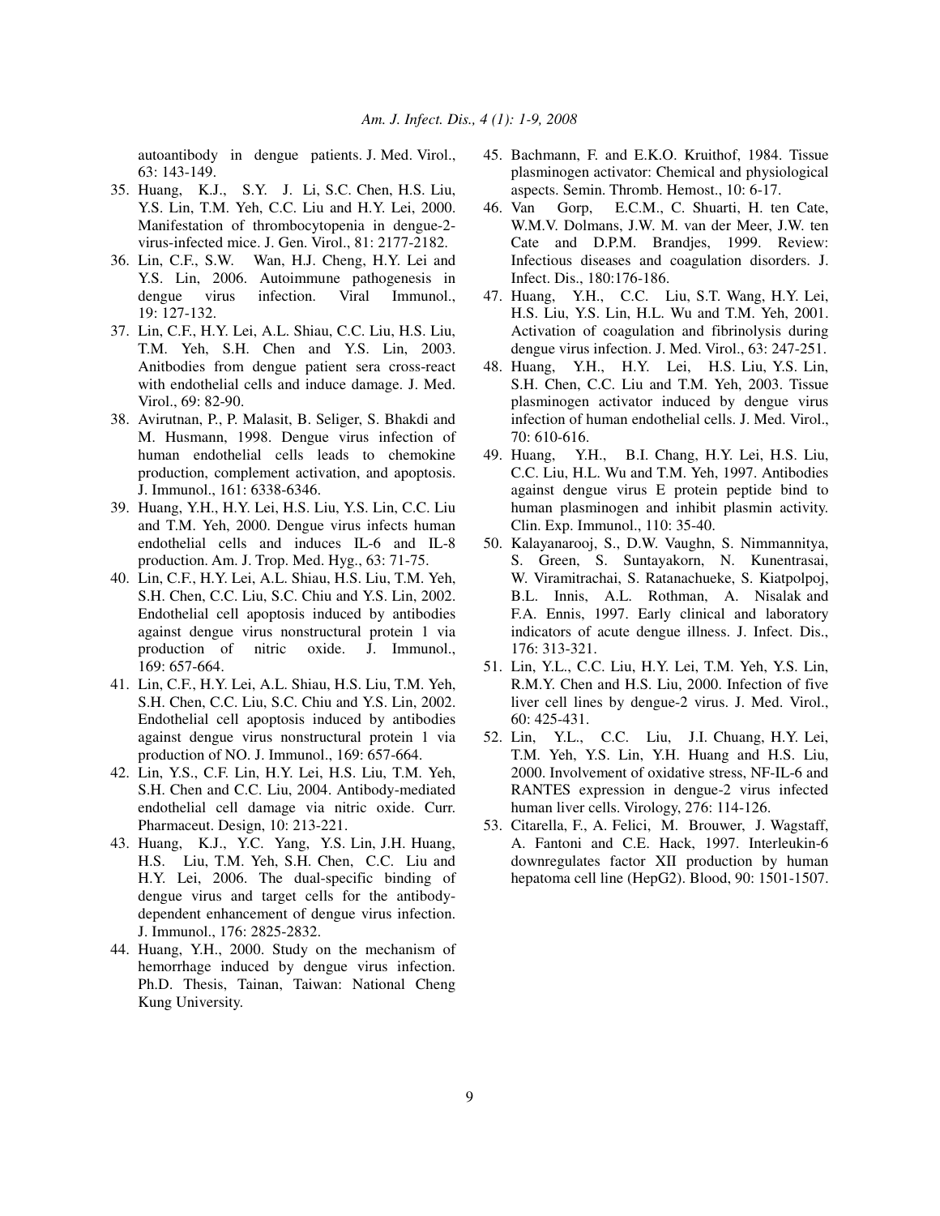autoantibody in dengue patients. J. Med. Virol., 63: 143-149.

35. Huang, K.J., S.Y. J. Li, S.C. Chen, H.S. Liu, Y.S. Lin, T.M. Yeh, C.C. Liu and H.Y. Lei, 2000. Manifestation of thrombocytopenia in dengue-2-virus-infected mice. J. Gen. Virol., 81: 2177-2182.
36. Lin, C.F., S.W. Wan, H.J. Cheng, H.Y. Lei and Y.S. Lin, 2006. Autoimmune pathogenesis in dengue virus infection. Viral Immunol., 19: 127-132.
37. Lin, C.F., H.Y. Lei, A.L. Shiau, C.C. Liu, H.S. Liu, T.M. Yeh, S.H. Chen and Y.S. Lin, 2003. Anitbodies from dengue patient sera cross-react with endothelial cells and induce damage. J. Med. Virol., 69: 82-90.
38. Avirutnan, P., P. Malasit, B. Seliger, S. Bhakdi and M. Husmann, 1998. Dengue virus infection of human endothelial cells leads to chemokine production, complement activation, and apoptosis. J. Immunol., 161: 6338-6346.
39. Huang, Y.H., H.Y. Lei, H.S. Liu, Y.S. Lin, C.C. Liu and T.M. Yeh, 2000. Dengue virus infects human endothelial cells and induces IL-6 and IL-8 production. Am. J. Trop. Med. Hyg., 63: 71-75.
40. Lin, C.F., H.Y. Lei, A.L. Shiau, H.S. Liu, T.M. Yeh, S.H. Chen, C.C. Liu, S.C. Chiu and Y.S. Lin, 2002. Endothelial cell apoptosis induced by antibodies against dengue virus nonstructural protein 1 via production of nitric oxide. J. Immunol., 169: 657-664.
41. Lin, C.F., H.Y. Lei, A.L. Shiau, H.S. Liu, T.M. Yeh, S.H. Chen, C.C. Liu, S.C. Chiu and Y.S. Lin, 2002. Endothelial cell apoptosis induced by antibodies against dengue virus nonstructural protein 1 via production of NO. J. Immunol., 169: 657-664.
42. Lin, Y.S., C.F. Lin, H.Y. Lei, H.S. Liu, T.M. Yeh, S.H. Chen and C.C. Liu, 2004. Antibody-mediated endothelial cell damage via nitric oxide. Curr. Pharmaceut. Design, 10: 213-221.
43. Huang, K.J., Y.C. Yang, Y.S. Lin, J.H. Huang, H.S. Liu, T.M. Yeh, S.H. Chen, C.C. Liu and H.Y. Lei, 2006. The dual-specific binding of dengue virus and target cells for the antibody-dependent enhancement of dengue virus infection. J. Immunol., 176: 2825-2832.
44. Huang, Y.H., 2000. Study on the mechanism of hemorrhage induced by dengue virus infection. Ph.D. Thesis, Tainan, Taiwan: National Cheng Kung University.
45. Bachmann, F. and E.K.O. Kruithof, 1984. Tissue plasminogen activator: Chemical and physiological aspects. Semin. Thromb. Hemost., 10: 6-17.
46. Van Gorp, E.C.M., C. Shuarti, H. ten Cate, W.M.V. Dolmans, J.W. M. van der Meer, J.W. ten Cate and D.P.M. Brandjes, 1999. Review: Infectious diseases and coagulation disorders. J. Infect. Dis., 180:176-186.
47. Huang, Y.H., C.C. Liu, S.T. Wang, H.Y. Lei, H.S. Liu, Y.S. Lin, H.L. Wu and T.M. Yeh, 2001. Activation of coagulation and fibrinolysis during dengue virus infection. J. Med. Virol., 63: 247-251.
48. Huang, Y.H., H.Y. Lei, H.S. Liu, Y.S. Lin, S.H. Chen, C.C. Liu and T.M. Yeh, 2003. Tissue plasminogen activator induced by dengue virus infection of human endothelial cells. J. Med. Virol., 70: 610-616.
49. Huang, Y.H., B.I. Chang, H.Y. Lei, H.S. Liu, C.C. Liu, H.L. Wu and T.M. Yeh, 1997. Antibodies against dengue virus E protein peptide bind to human plasminogen and inhibit plasmin activity. Clin. Exp. Immunol., 110: 35-40.
50. Kalayanarooj, S., D.W. Vaughn, S. Nimmannitya, S. Green, S. Suntayakorn, N. Kunentrasai, W. Viramitrachai, S. Ratanachueke, S. Kiatpolpoj, B.L. Innis, A.L. Rothman, A. Nisalak and F.A. Ennis, 1997. Early clinical and laboratory indicators of acute dengue illness. J. Infect. Dis., 176: 313-321.
51. Lin, Y.L., C.C. Liu, H.Y. Lei, T.M. Yeh, Y.S. Lin, R.M.Y. Chen and H.S. Liu, 2000. Infection of five liver cell lines by dengue-2 virus. J. Med. Virol., 60: 425-431.
52. Lin, Y.L., C.C. Liu, J.I. Chuang, H.Y. Lei, T.M. Yeh, Y.S. Lin, Y.H. Huang and H.S. Liu, 2000. Involvement of oxidative stress, NF-IL-6 and RANTES expression in dengue-2 virus infected human liver cells. Virology, 276: 114-126.
53. Citarella, F., A. Felici, M. Brouwer, J. Wagstaff, A. Fantoni and C.E. Hack, 1997. Interleukin-6 downregulates factor XII production by human hepatoma cell line (HepG2). Blood, 90: 1501-1507.